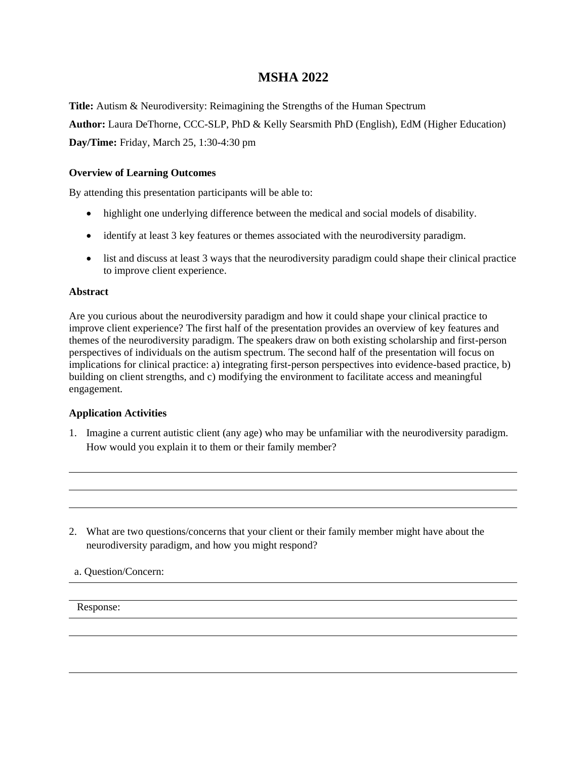# MSHA 2022

**Title:** Autism & Neurodiversity: Reimagining the Strengths of the Human Spectrum

**Author:** Laura DeThorne, CCC-SLP, PhD & Kelly Searsmith PhD (English), EdM (Higher Education)

**Day/Time:** Friday, March 25, 1:30-4:30 pm

### Overview of Learning Outcomes

By attending this presentation participants will be able to:

- highlight one underlying difference between the medical and social models of disability.
- identify at least 3 key features or themes associated with the neurodiversity paradigm.
- list and discuss at least 3 ways that the neurodiversity paradigm could shape their clinical practice to improve client experience.

### Abstract

Are you curious about the neurodiversity paradigm and how it could shape your clinical practice to improve client experience? The first half of the presentation provides an overview of key features and themes of the neurodiversity paradigm. The speakers draw on both existing scholarship and first-person perspectives of individuals on the autism spectrum. The second half of the presentation will focus on implications for clinical practice: a) integrating first-person perspectives into evidence-based practice, b) building on client strengths, and c) modifying the environment to facilitate access and meaningful engagement.

### Application Activities

1. Imagine a current autistic client (any age) who may be unfamiliar with the neurodiversity paradigm. How would you explain it to them or their family member?

___

___

___

2. What are two questions/concerns that your client or their family member might have about the neurodiversity paradigm, and how you might respond?

a. Question/Concern: ___

___

Response: ___

___

___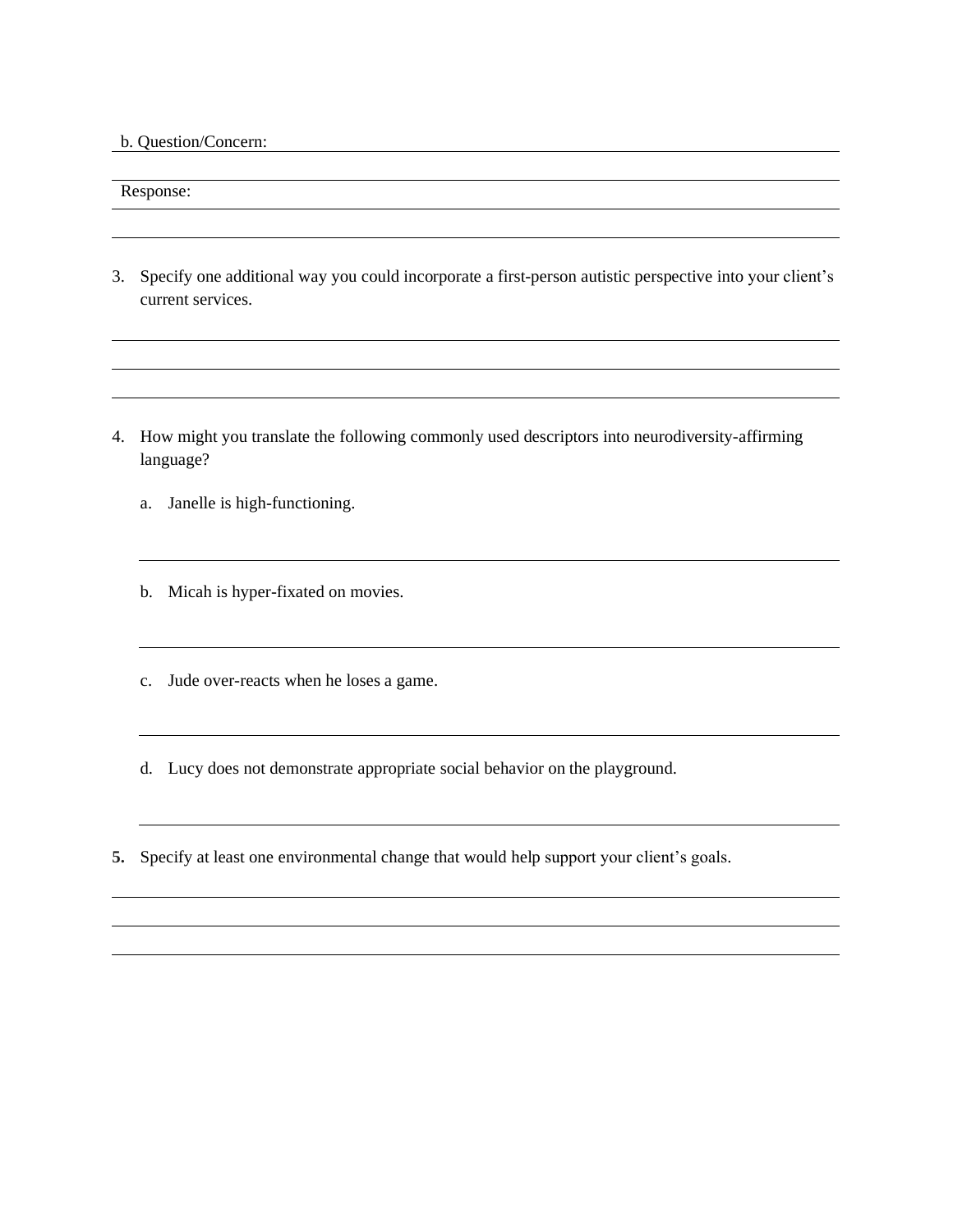b. Question/Concern:

Response:

3. Specify one additional way you could incorporate a first-person autistic perspective into your client's current services.

4. How might you translate the following commonly used descriptors into neurodiversity-affirming language?

   a. Janelle is high-functioning.

   b. Micah is hyper-fixated on movies.

   c. Jude over-reacts when he loses a game.

   d. Lucy does not demonstrate appropriate social behavior on the playground.

5. Specify at least one environmental change that would help support your client's goals.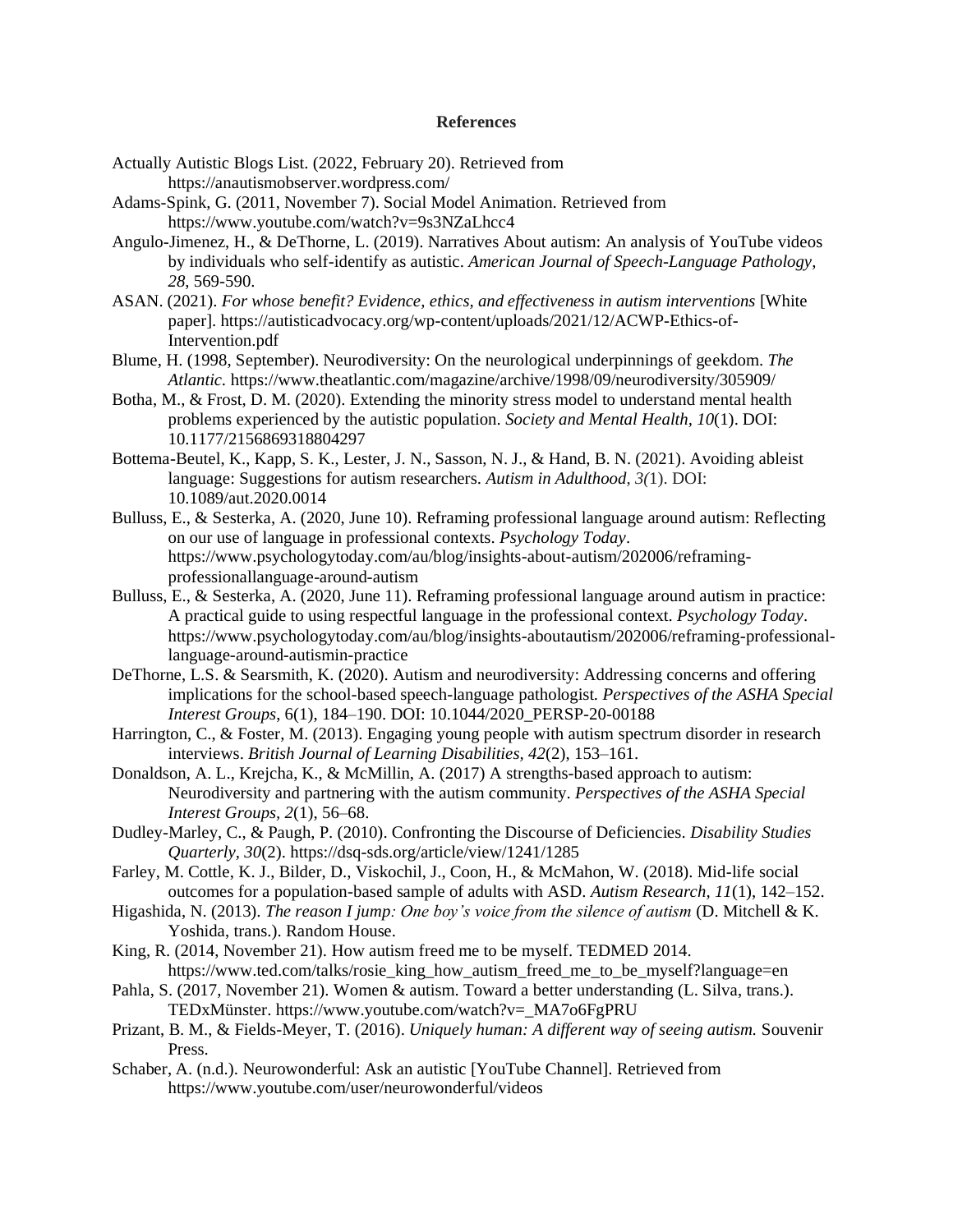# References

Actually Autistic Blogs List. (2022, February 20). Retrieved from https://anautismobserver.wordpress.com/

Adams-Spink, G. (2011, November 7). Social Model Animation. Retrieved from https://www.youtube.com/watch?v=9s3NZaLhcc4

Angulo-Jimenez, H., & DeThorne, L. (2019). Narratives About autism: An analysis of YouTube videos by individuals who self-identify as autistic. *American Journal of Speech-Language Pathology, 28*, 569-590.

ASAN. (2021). *For whose benefit? Evidence, ethics, and effectiveness in autism interventions* [White paper]. https://autisticadvocacy.org/wp-content/uploads/2021/12/ACWP-Ethics-of-Intervention.pdf

Blume, H. (1998, September). Neurodiversity: On the neurological underpinnings of geekdom. *The Atlantic.* https://www.theatlantic.com/magazine/archive/1998/09/neurodiversity/305909/

Botha, M., & Frost, D. M. (2020). Extending the minority stress model to understand mental health problems experienced by the autistic population. *Society and Mental Health, 10*(1). DOI: 10.1177/2156869318804297

Bottema-Beutel, K., Kapp, S. K., Lester, J. N., Sasson, N. J., & Hand, B. N. (2021). Avoiding ableist language: Suggestions for autism researchers. *Autism in Adulthood, 3(*1). DOI: 10.1089/aut.2020.0014

Bulluss, E., & Sesterka, A. (2020, June 10). Reframing professional language around autism: Reflecting on our use of language in professional contexts. *Psychology Today*. https://www.psychologytoday.com/au/blog/insights-about-autism/202006/reframing-professionallanguage-around-autism

Bulluss, E., & Sesterka, A. (2020, June 11). Reframing professional language around autism in practice: A practical guide to using respectful language in the professional context. *Psychology Today*. https://www.psychologytoday.com/au/blog/insights-aboutautism/202006/reframing-professional-language-around-autismin-practice

DeThorne, L.S. & Searsmith, K. (2020). Autism and neurodiversity: Addressing concerns and offering implications for the school-based speech-language pathologist. *Perspectives of the ASHA Special Interest Groups*, 6(1), 184–190. DOI: 10.1044/2020_PERSP-20-00188

Harrington, C., & Foster, M. (2013). Engaging young people with autism spectrum disorder in research interviews. *British Journal of Learning Disabilities, 42*(2), 153–161.

Donaldson, A. L., Krejcha, K., & McMillin, A. (2017) A strengths-based approach to autism: Neurodiversity and partnering with the autism community. *Perspectives of the ASHA Special Interest Groups, 2*(1), 56–68.

Dudley-Marley, C., & Paugh, P. (2010). Confronting the Discourse of Deficiencies. *Disability Studies Quarterly, 30*(2). https://dsq-sds.org/article/view/1241/1285

Farley, M. Cottle, K. J., Bilder, D., Viskochil, J., Coon, H., & McMahon, W. (2018). Mid-life social outcomes for a population-based sample of adults with ASD. *Autism Research, 11*(1), 142–152.

Higashida, N. (2013). *The reason I jump: One boy's voice from the silence of autism* (D. Mitchell & K. Yoshida, trans.). Random House.

King, R. (2014, November 21). How autism freed me to be myself. TEDMED 2014. https://www.ted.com/talks/rosie_king_how_autism_freed_me_to_be_myself?language=en

Pahla, S. (2017, November 21). Women & autism. Toward a better understanding (L. Silva, trans.). TEDxMünster. https://www.youtube.com/watch?v=_MA7o6FgPRU

Prizant, B. M., & Fields-Meyer, T. (2016). *Uniquely human: A different way of seeing autism.* Souvenir Press.

Schaber, A. (n.d.). Neurowonderful: Ask an autistic [YouTube Channel]. Retrieved from https://www.youtube.com/user/neurowonderful/videos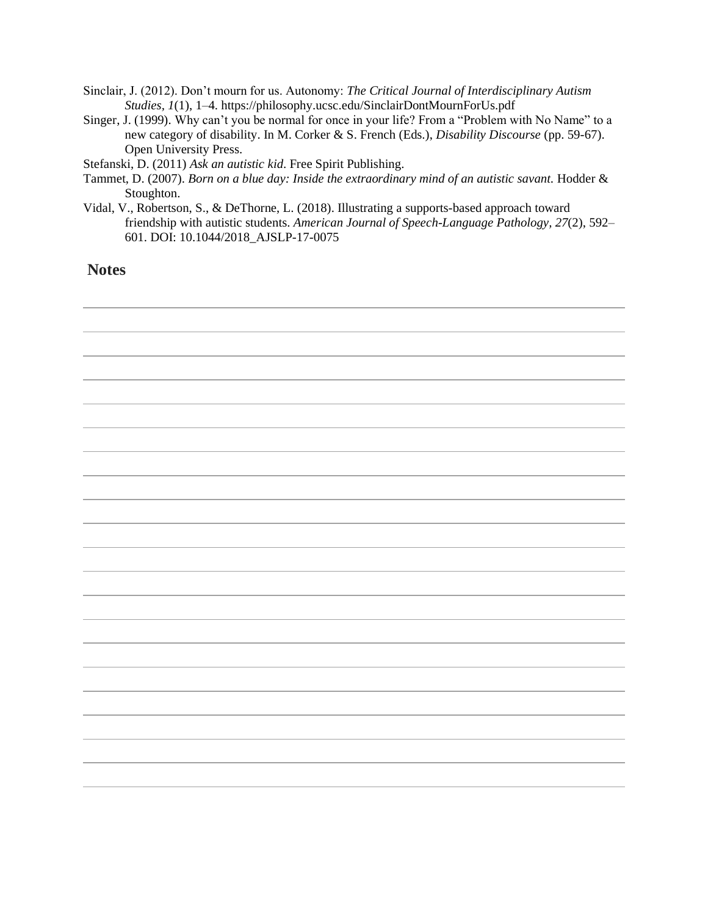Sinclair, J. (2012). Don't mourn for us. Autonomy: *The Critical Journal of Interdisciplinary Autism Studies*, *1*(1), 1–4. https://philosophy.ucsc.edu/SinclairDontMournForUs.pdf

Singer, J. (1999). Why can't you be normal for once in your life? From a "Problem with No Name" to a new category of disability. In M. Corker & S. French (Eds.), *Disability Discourse* (pp. 59-67). Open University Press.

Stefanski, D. (2011) *Ask an autistic kid*. Free Spirit Publishing.

Tammet, D. (2007). *Born on a blue day: Inside the extraordinary mind of an autistic savant*. Hodder & Stoughton.

Vidal, V., Robertson, S., & DeThorne, L. (2018). Illustrating a supports-based approach toward friendship with autistic students. *American Journal of Speech-Language Pathology, 27*(2), 592–601. DOI: 10.1044/2018_AJSLP-17-0075

## Notes